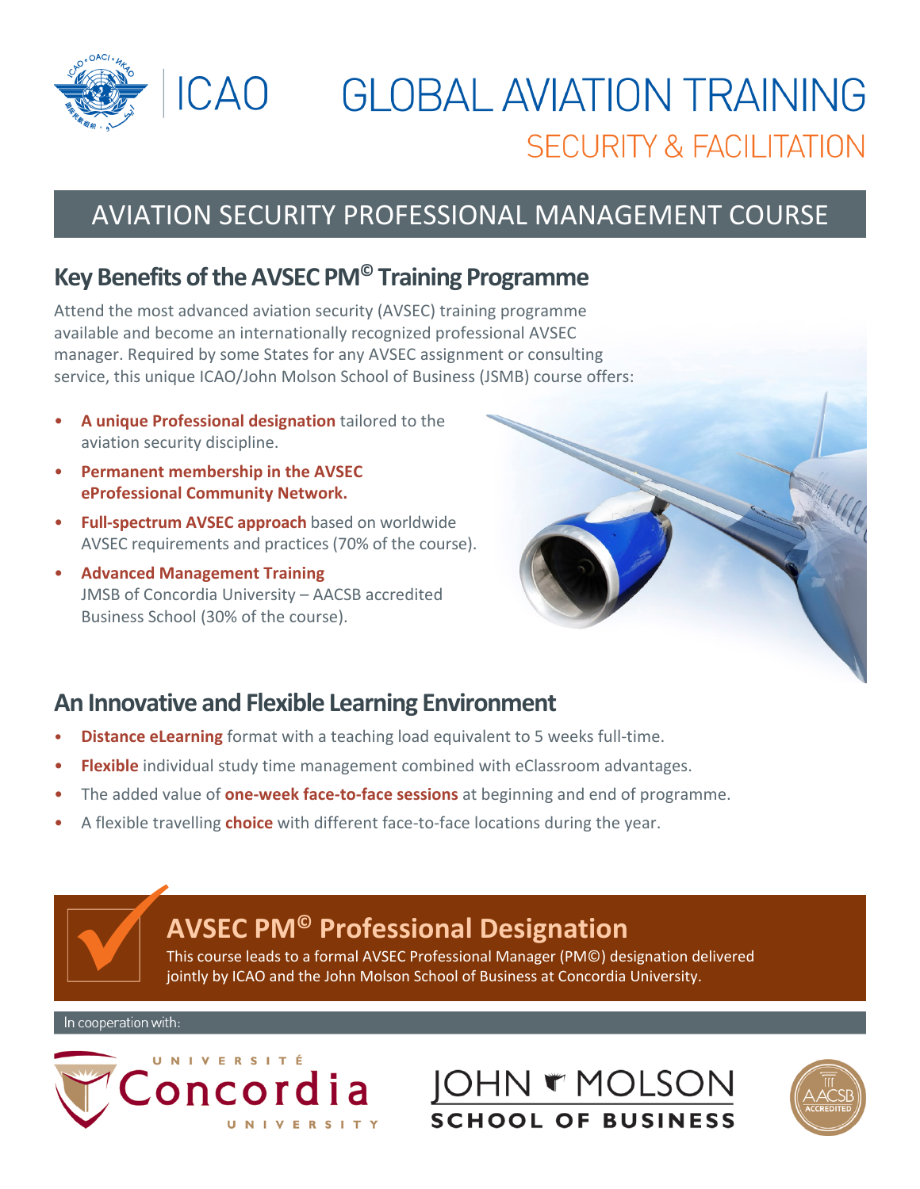ICAO

# GLOBAL AVIATION TRAINING

SECURITY & FACILITATION

## AVIATION SECURITY PROFESSIONAL MANAGEMENT COURSE

### Key Benefits of the AVSEC PM© Training Programme

Attend the most advanced aviation security (AVSEC) training programme available and become an internationally recognized professional AVSEC manager. Required by some States for any AVSEC assignment or consulting service, this unique ICAO/John Molson School of Business (JSMB) course offers:

- **A unique Professional designation** tailored to the aviation security discipline.
- **Permanent membership in the AVSEC eProfessional Community Network.**
- **Full-spectrum AVSEC approach** based on worldwide AVSEC requirements and practices (70% of the course).
- **Advanced Management Training** JMSB of Concordia University – AACSB accredited Business School (30% of the course).

### An Innovative and Flexible Learning Environment

- **Distance eLearning** format with a teaching load equivalent to 5 weeks full-time.
- **Flexible** individual study time management combined with eClassroom advantages.
- The added value of **one-week face-to-face sessions** at beginning and end of programme.
- A flexible travelling **choice** with different face-to-face locations during the year.

### AVSEC PM© Professional Designation

This course leads to a formal AVSEC Professional Manager (PM©) designation delivered jointly by ICAO and the John Molson School of Business at Concordia University.

In cooperation with:

Université Concordia University

John Molson School of Business

AACSB Accredited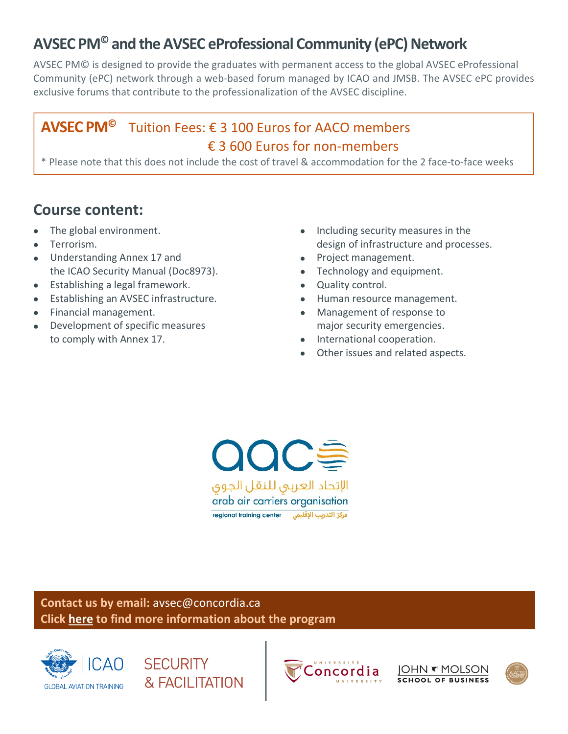## AVSEC PM© and the AVSEC eProfessional Community (ePC) Network

AVSEC PM© is designed to provide the graduates with permanent access to the global AVSEC eProfessional Community (ePC) network through a web-based forum managed by ICAO and JMSB. The AVSEC ePC provides exclusive forums that contribute to the professionalization of the AVSEC discipline.

**AVSEC PM©** Tuition Fees: € 3 100 Euros for AACO members
€ 3 600 Euros for non-members

* Please note that this does not include the cost of travel & accommodation for the 2 face-to-face weeks

## Course content:

- The global environment.
- Terrorism.
- Understanding Annex 17 and the ICAO Security Manual (Doc8973).
- Establishing a legal framework.
- Establishing an AVSEC infrastructure.
- Financial management.
- Development of specific measures to comply with Annex 17.
- Including security measures in the design of infrastructure and processes.
- Project management.
- Technology and equipment.
- Quality control.
- Human resource management.
- Management of response to major security emergencies.
- International cooperation.
- Other issues and related aspects.

aacо
الإتحاد العربي للنقل الجوي
arab air carriers organisation
regional training center مركز التدريب الإقليمي

**Contact us by email:** avsec@concordia.ca
**Click here to find more information about the program**

ICAO GLOBAL AVIATION TRAINING | SECURITY & FACILITATION | Concordia University | JOHN MOLSON SCHOOL OF BUSINESS